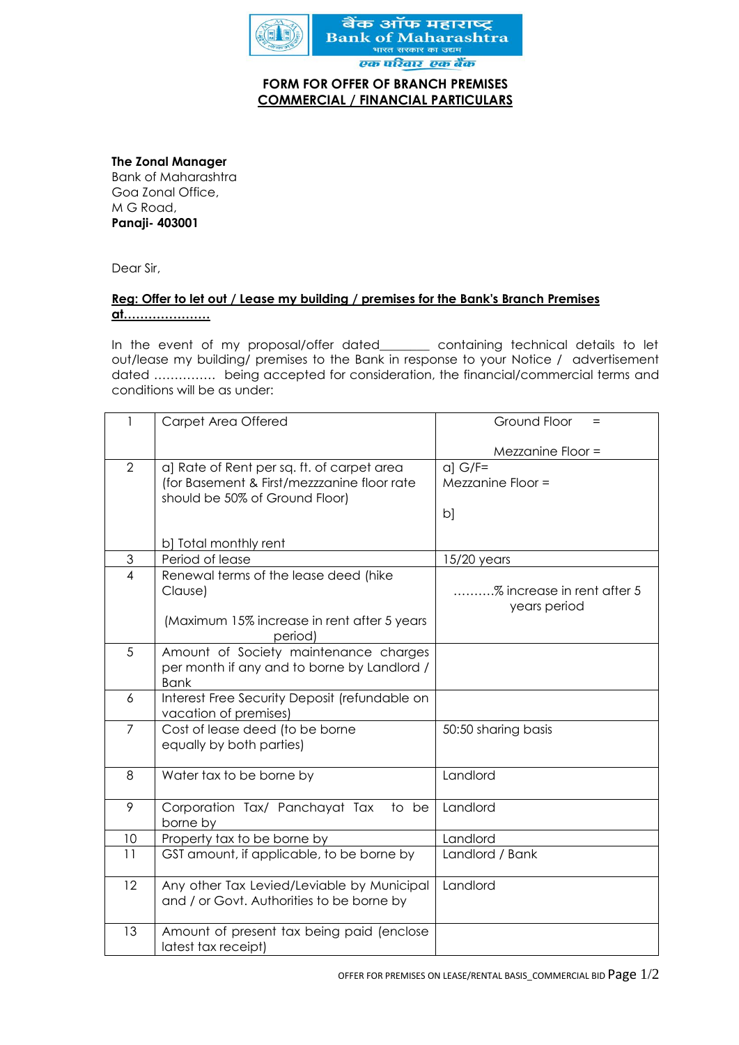बैंक ऑफ महाराष्ट्र
Bank of Maharashtra
भारत सरकार का उद्यम
एक परिवार एक बैंक

**FORM FOR OFFER OF BRANCH PREMISES**
**COMMERCIAL / FINANCIAL PARTICULARS**

**The Zonal Manager**
Bank of Maharashtra
Goa Zonal Office,
M G Road,
**Panaji- 403001**

Dear Sir,

**Reg: Offer to let out / Lease my building / premises for the Bank's Branch Premises at…………………**

In the event of my proposal/offer dated________ containing technical details to let out/lease my building/ premises to the Bank in response to your Notice / advertisement dated …………… being accepted for consideration, the financial/commercial terms and conditions will be as under:

| | | |
|---|---|---|
| 1 | Carpet Area Offered | Ground Floor = <br><br> Mezzanine Floor = |
| 2 | a] Rate of Rent per sq. ft. of carpet area (for Basement & First/mezzzanine floor rate should be 50% of Ground Floor)<br><br>b] Total monthly rent | a] G/F=<br>Mezzanine Floor =<br><br>b] |
| 3 | Period of lease | 15/20 years |
| 4 | Renewal terms of the lease deed (hike Clause)<br><br>(Maximum 15% increase in rent after 5 years period) | ……….% increase in rent after 5 years period |
| 5 | Amount of Society maintenance charges per month if any and to borne by Landlord / Bank | |
| 6 | Interest Free Security Deposit (refundable on vacation of premises) | |
| 7 | Cost of lease deed (to be borne equally by both parties) | 50:50 sharing basis |
| 8 | Water tax to be borne by | Landlord |
| 9 | Corporation Tax/ Panchayat Tax to be borne by | Landlord |
| 10 | Property tax to be borne by | Landlord |
| 11 | GST amount, if applicable, to be borne by | Landlord / Bank |
| 12 | Any other Tax Levied/Leviable by Municipal and / or Govt. Authorities to be borne by | Landlord |
| 13 | Amount of present tax being paid (enclose latest tax receipt) | |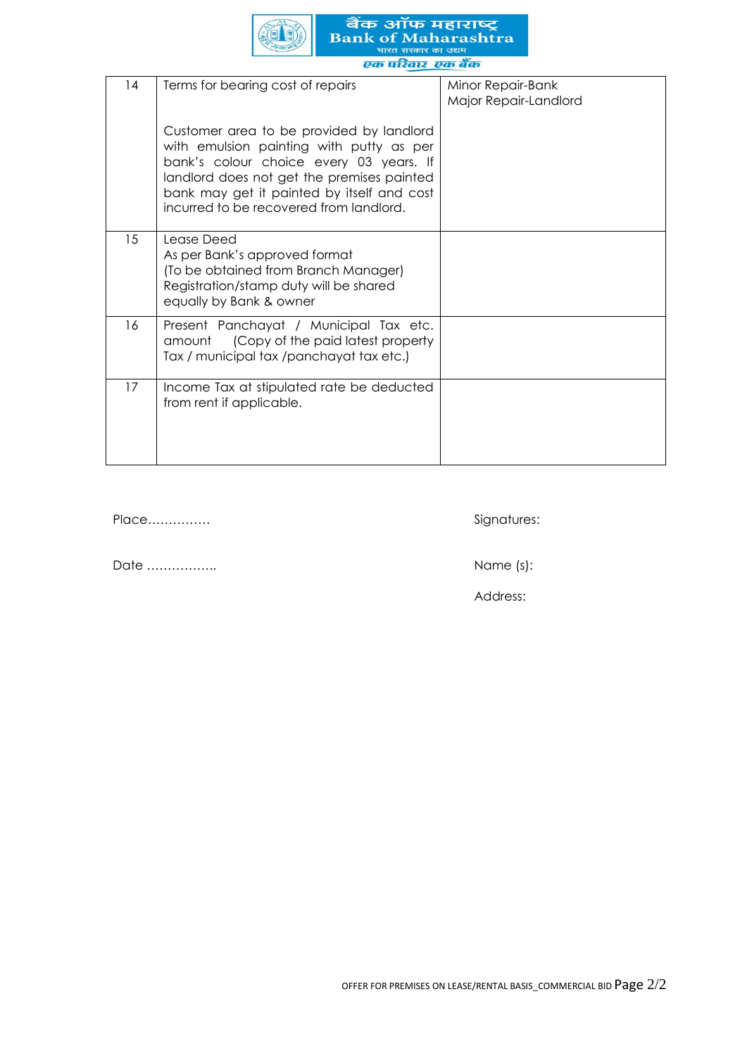| | | |
|---|---|---|
| 14 | Terms for bearing cost of repairs<br><br>Customer area to be provided by landlord with emulsion painting with putty as per bank's colour choice every 03 years. If landlord does not get the premises painted bank may get it painted by itself and cost incurred to be recovered from landlord. | Minor Repair-Bank<br>Major Repair-Landlord |
| 15 | Lease Deed<br>As per Bank's approved format<br>(To be obtained from Branch Manager)<br>Registration/stamp duty will be shared equally by Bank & owner | |
| 16 | Present Panchayat / Municipal Tax etc. amount (Copy of the paid latest property Tax / municipal tax /panchayat tax etc.) | |
| 17 | Income Tax at stipulated rate be deducted from rent if applicable. | |

Place……………

Date ……………..

Signatures:

Name (s):

Address: